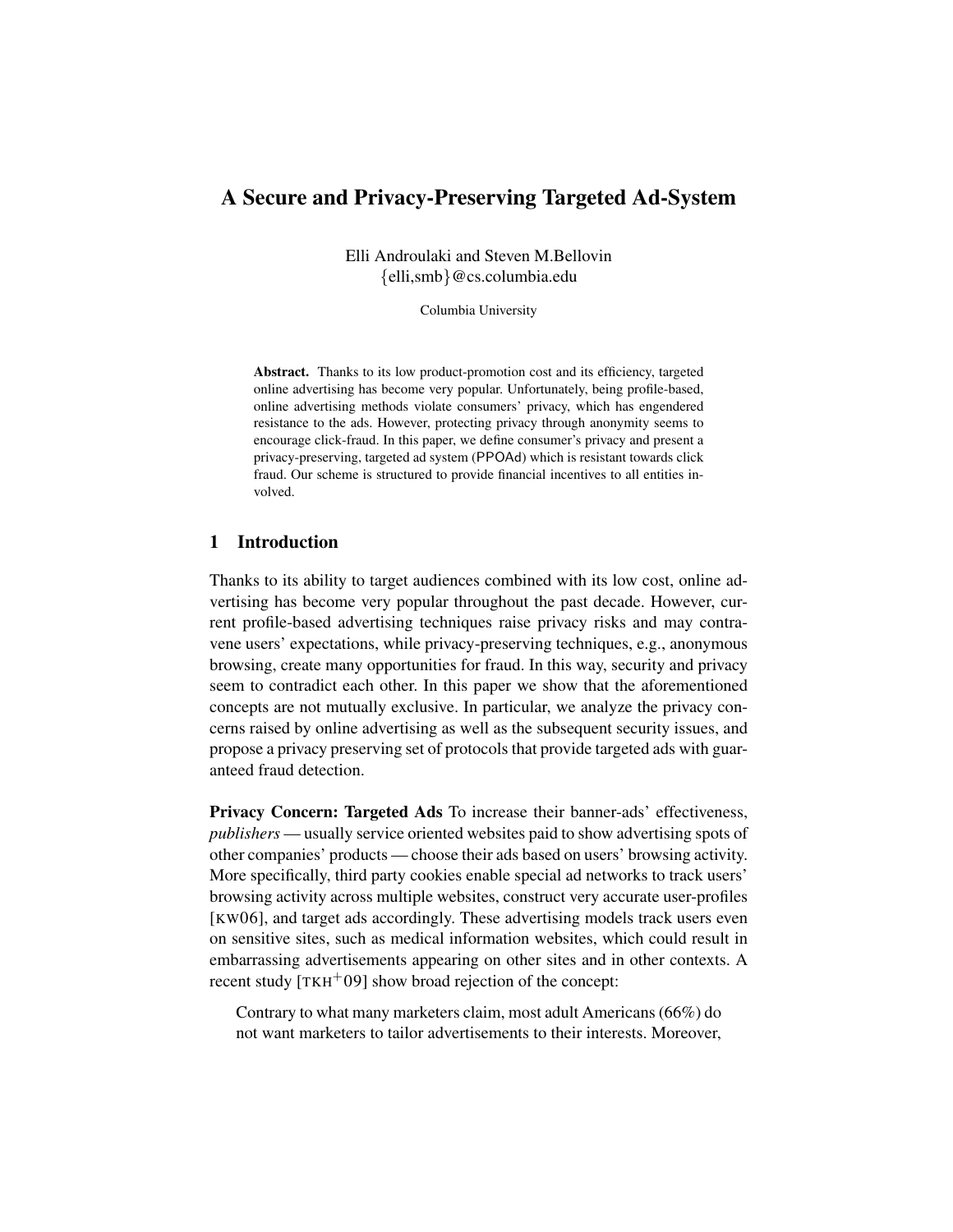// document: 81f0dc1b2544
# A Secure and Privacy-Preserving Targeted Ad-System

Elli Androulaki and Steven M.Bellovin
{elli,smb}@cs.columbia.edu

Columbia University

**Abstract.** Thanks to its low product-promotion cost and its efficiency, targeted online advertising has become very popular. Unfortunately, being profile-based, online advertising methods violate consumers' privacy, which has engendered resistance to the ads. However, protecting privacy through anonymity seems to encourage click-fraud. In this paper, we define consumer's privacy and present a privacy-preserving, targeted ad system (PPOAd) which is resistant towards click fraud. Our scheme is structured to provide financial incentives to all entities involved.

## 1 Introduction

Thanks to its ability to target audiences combined with its low cost, online advertising has become very popular throughout the past decade. However, current profile-based advertising techniques raise privacy risks and may contravene users' expectations, while privacy-preserving techniques, e.g., anonymous browsing, create many opportunities for fraud. In this way, security and privacy seem to contradict each other. In this paper we show that the aforementioned concepts are not mutually exclusive. In particular, we analyze the privacy concerns raised by online advertising as well as the subsequent security issues, and propose a privacy preserving set of protocols that provide targeted ads with guaranteed fraud detection.

**Privacy Concern: Targeted Ads** To increase their banner-ads' effectiveness, *publishers* — usually service oriented websites paid to show advertising spots of other companies' products — choose their ads based on users' browsing activity. More specifically, third party cookies enable special ad networks to track users' browsing activity across multiple websites, construct very accurate user-profiles [KW06], and target ads accordingly. These advertising models track users even on sensitive sites, such as medical information websites, which could result in embarrassing advertisements appearing on other sites and in other contexts. A recent study [TKH+09] show broad rejection of the concept:

> Contrary to what many marketers claim, most adult Americans (66%) do not want marketers to tailor advertisements to their interests. Moreover,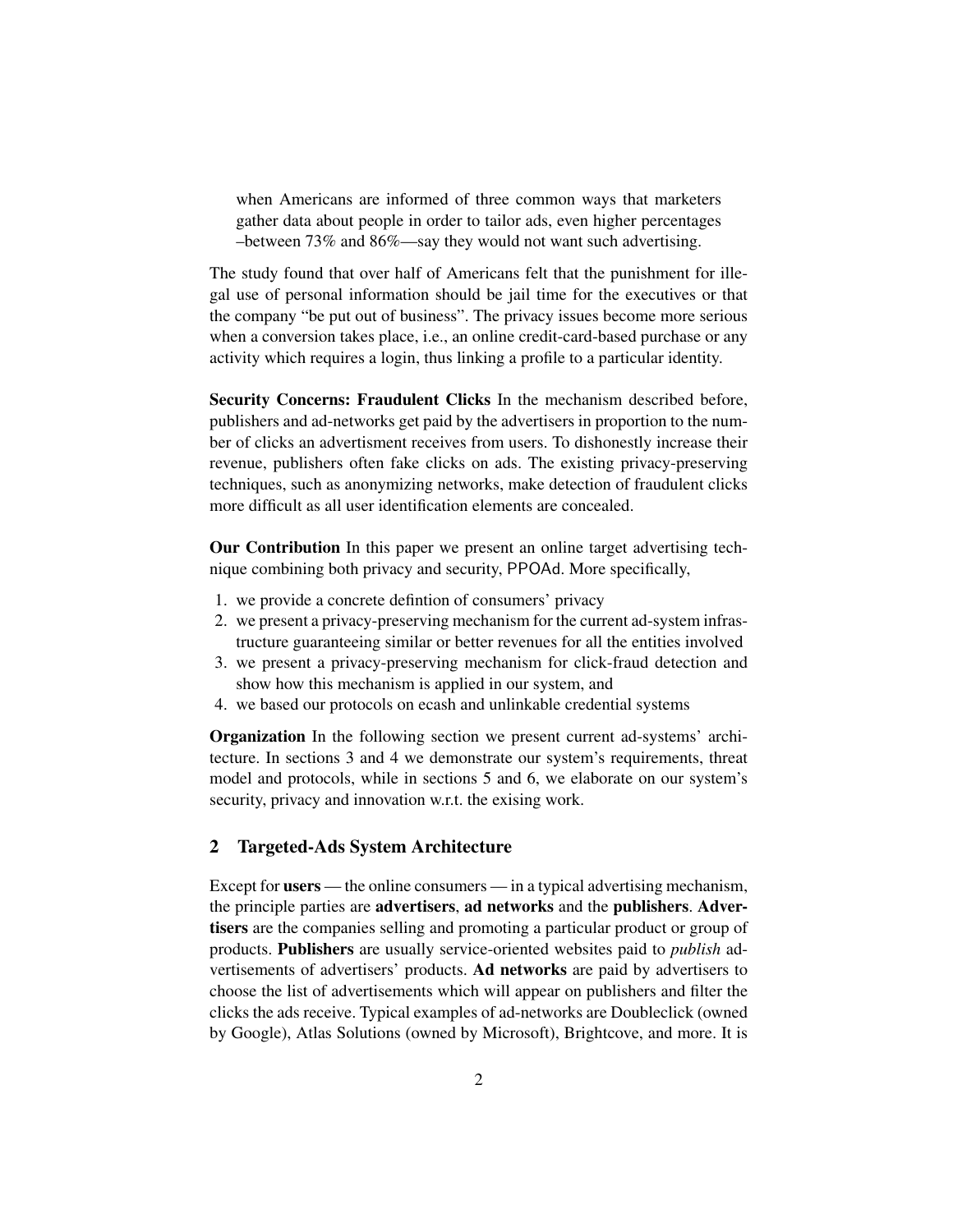> when Americans are informed of three common ways that marketers gather data about people in order to tailor ads, even higher percentages –between 73% and 86%—say they would not want such advertising.

The study found that over half of Americans felt that the punishment for illegal use of personal information should be jail time for the executives or that the company "be put out of business". The privacy issues become more serious when a conversion takes place, i.e., an online credit-card-based purchase or any activity which requires a login, thus linking a profile to a particular identity.

**Security Concerns: Fraudulent Clicks** In the mechanism described before, publishers and ad-networks get paid by the advertisers in proportion to the number of clicks an advertisment receives from users. To dishonestly increase their revenue, publishers often fake clicks on ads. The existing privacy-preserving techniques, such as anonymizing networks, make detection of fraudulent clicks more difficult as all user identification elements are concealed.

**Our Contribution** In this paper we present an online target advertising technique combining both privacy and security, PPOAd. More specifically,

1. we provide a concrete defintion of consumers' privacy
2. we present a privacy-preserving mechanism for the current ad-system infrastructure guaranteeing similar or better revenues for all the entities involved
3. we present a privacy-preserving mechanism for click-fraud detection and show how this mechanism is applied in our system, and
4. we based our protocols on ecash and unlinkable credential systems

**Organization** In the following section we present current ad-systems' architecture. In sections 3 and 4 we demonstrate our system's requirements, threat model and protocols, while in sections 5 and 6, we elaborate on our system's security, privacy and innovation w.r.t. the exising work.

## 2 Targeted-Ads System Architecture

Except for **users** — the online consumers — in a typical advertising mechanism, the principle parties are **advertisers**, **ad networks** and the **publishers**. **Advertisers** are the companies selling and promoting a particular product or group of products. **Publishers** are usually service-oriented websites paid to *publish* advertisements of advertisers' products. **Ad networks** are paid by advertisers to choose the list of advertisements which will appear on publishers and filter the clicks the ads receive. Typical examples of ad-networks are Doubleclick (owned by Google), Atlas Solutions (owned by Microsoft), Brightcove, and more. It is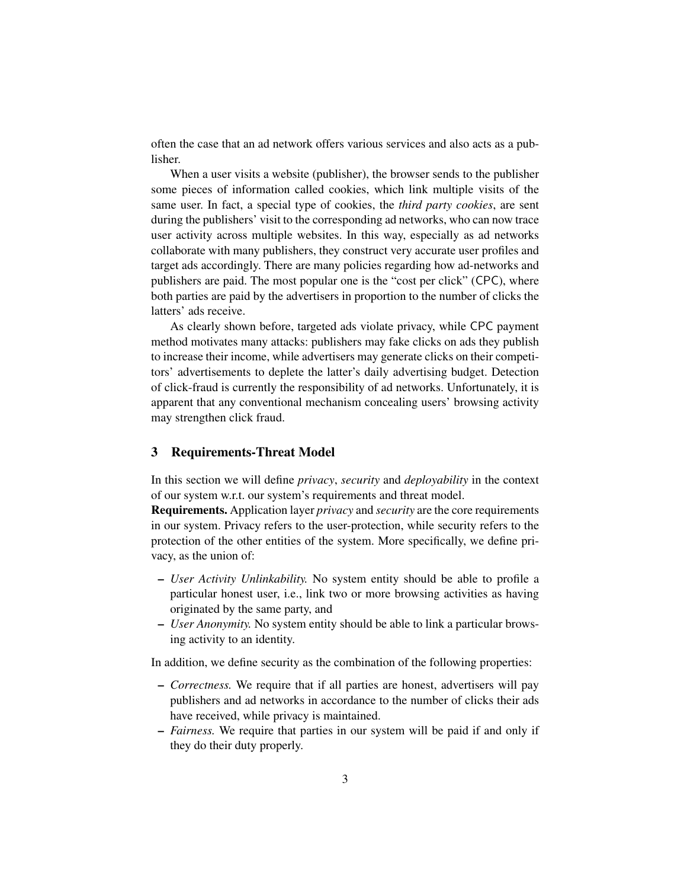often the case that an ad network offers various services and also acts as a publisher.

When a user visits a website (publisher), the browser sends to the publisher some pieces of information called cookies, which link multiple visits of the same user. In fact, a special type of cookies, the *third party cookies*, are sent during the publishers' visit to the corresponding ad networks, who can now trace user activity across multiple websites. In this way, especially as ad networks collaborate with many publishers, they construct very accurate user profiles and target ads accordingly. There are many policies regarding how ad-networks and publishers are paid. The most popular one is the "cost per click" (CPC), where both parties are paid by the advertisers in proportion to the number of clicks the latters' ads receive.

As clearly shown before, targeted ads violate privacy, while CPC payment method motivates many attacks: publishers may fake clicks on ads they publish to increase their income, while advertisers may generate clicks on their competitors' advertisements to deplete the latter's daily advertising budget. Detection of click-fraud is currently the responsibility of ad networks. Unfortunately, it is apparent that any conventional mechanism concealing users' browsing activity may strengthen click fraud.

## 3 Requirements-Threat Model

In this section we will define *privacy*, *security* and *deployability* in the context of our system w.r.t. our system's requirements and threat model.

**Requirements.** Application layer *privacy* and *security* are the core requirements in our system. Privacy refers to the user-protection, while security refers to the protection of the other entities of the system. More specifically, we define privacy, as the union of:

- *User Activity Unlinkability.* No system entity should be able to profile a particular honest user, i.e., link two or more browsing activities as having originated by the same party, and
- *User Anonymity.* No system entity should be able to link a particular browsing activity to an identity.

In addition, we define security as the combination of the following properties:

- *Correctness.* We require that if all parties are honest, advertisers will pay publishers and ad networks in accordance to the number of clicks their ads have received, while privacy is maintained.
- *Fairness.* We require that parties in our system will be paid if and only if they do their duty properly.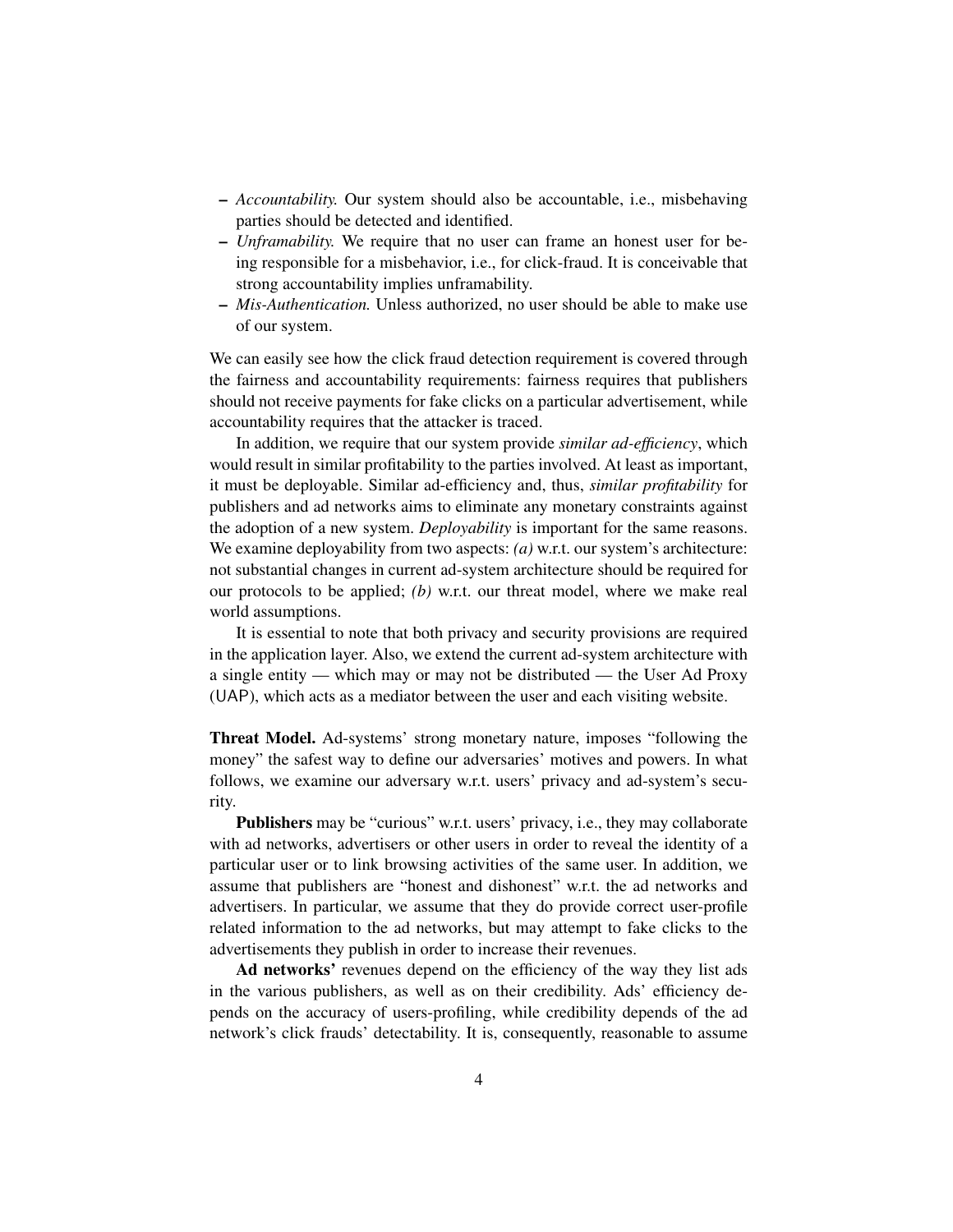- *Accountability.* Our system should also be accountable, i.e., misbehaving parties should be detected and identified.
- *Unframability.* We require that no user can frame an honest user for being responsible for a misbehavior, i.e., for click-fraud. It is conceivable that strong accountability implies unframability.
- *Mis-Authentication.* Unless authorized, no user should be able to make use of our system.

We can easily see how the click fraud detection requirement is covered through the fairness and accountability requirements: fairness requires that publishers should not receive payments for fake clicks on a particular advertisement, while accountability requires that the attacker is traced.

In addition, we require that our system provide *similar ad-efficiency*, which would result in similar profitability to the parties involved. At least as important, it must be deployable. Similar ad-efficiency and, thus, *similar profitability* for publishers and ad networks aims to eliminate any monetary constraints against the adoption of a new system. *Deployability* is important for the same reasons. We examine deployability from two aspects: *(a)* w.r.t. our system's architecture: not substantial changes in current ad-system architecture should be required for our protocols to be applied; *(b)* w.r.t. our threat model, where we make real world assumptions.

It is essential to note that both privacy and security provisions are required in the application layer. Also, we extend the current ad-system architecture with a single entity — which may or may not be distributed — the User Ad Proxy (UAP), which acts as a mediator between the user and each visiting website.

**Threat Model.** Ad-systems' strong monetary nature, imposes "following the money" the safest way to define our adversaries' motives and powers. In what follows, we examine our adversary w.r.t. users' privacy and ad-system's security.

**Publishers** may be "curious" w.r.t. users' privacy, i.e., they may collaborate with ad networks, advertisers or other users in order to reveal the identity of a particular user or to link browsing activities of the same user. In addition, we assume that publishers are "honest and dishonest" w.r.t. the ad networks and advertisers. In particular, we assume that they do provide correct user-profile related information to the ad networks, but may attempt to fake clicks to the advertisements they publish in order to increase their revenues.

**Ad networks'** revenues depend on the efficiency of the way they list ads in the various publishers, as well as on their credibility. Ads' efficiency depends on the accuracy of users-profiling, while credibility depends of the ad network's click frauds' detectability. It is, consequently, reasonable to assume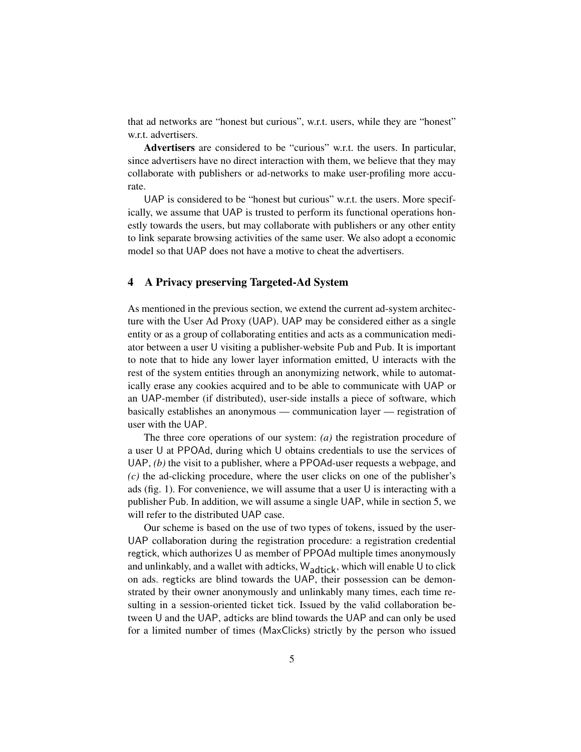that ad networks are "honest but curious", w.r.t. users, while they are "honest" w.r.t. advertisers.

**Advertisers** are considered to be "curious" w.r.t. the users. In particular, since advertisers have no direct interaction with them, we believe that they may collaborate with publishers or ad-networks to make user-profiling more accurate.

UAP is considered to be "honest but curious" w.r.t. the users. More specifically, we assume that UAP is trusted to perform its functional operations honestly towards the users, but may collaborate with publishers or any other entity to link separate browsing activities of the same user. We also adopt a economic model so that UAP does not have a motive to cheat the advertisers.

## 4 A Privacy preserving Targeted-Ad System

As mentioned in the previous section, we extend the current ad-system architecture with the User Ad Proxy (UAP). UAP may be considered either as a single entity or as a group of collaborating entities and acts as a communication mediator between a user U visiting a publisher-website Pub and Pub. It is important to note that to hide any lower layer information emitted, U interacts with the rest of the system entities through an anonymizing network, while to automatically erase any cookies acquired and to be able to communicate with UAP or an UAP-member (if distributed), user-side installs a piece of software, which basically establishes an anonymous — communication layer — registration of user with the UAP.

The three core operations of our system: *(a)* the registration procedure of a user U at PPOAd, during which U obtains credentials to use the services of UAP, *(b)* the visit to a publisher, where a PPOAd-user requests a webpage, and *(c)* the ad-clicking procedure, where the user clicks on one of the publisher's ads (fig. 1). For convenience, we will assume that a user U is interacting with a publisher Pub. In addition, we will assume a single UAP, while in section 5, we will refer to the distributed UAP case.

Our scheme is based on the use of two types of tokens, issued by the user-UAP collaboration during the registration procedure: a registration credential regtick, which authorizes U as member of PPOAd multiple times anonymously and unlinkably, and a wallet with adticks, $W_{\mathsf{adtick}}$, which will enable U to click on ads. regticks are blind towards the UAP, their possession can be demonstrated by their owner anonymously and unlinkably many times, each time resulting in a session-oriented ticket tick. Issued by the valid collaboration between U and the UAP, adticks are blind towards the UAP and can only be used for a limited number of times (MaxClicks) strictly by the person who issued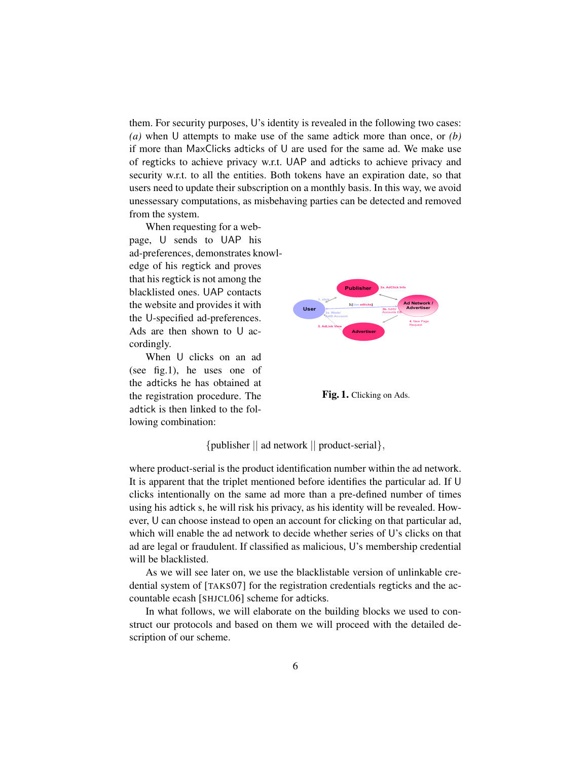them. For security purposes, U's identity is revealed in the following two cases: *(a)* when U attempts to make use of the same adtick more than once, or *(b)* if more than MaxClicks adticks of U are used for the same ad. We make use of regticks to achieve privacy w.r.t. UAP and adticks to achieve privacy and security w.r.t. to all the entities. Both tokens have an expiration date, so that users need to update their subscription on a monthly basis. In this way, we avoid unessessary computations, as misbehaving parties can be detected and removed from the system.

When requesting for a webpage, U sends to UAP his ad-preferences, demonstrates knowledge of his regtick and proves that his regtick is not among the blacklisted ones. UAP contacts the website and provides it with the U-specified ad-preferences. Ads are then shown to U accordingly.

Publisher

2a. AdClick Info

1. click

3.[Use adticks]

User

Ad Network / Advertiser

3b. AdID/ Accounts DB

3a. Wads/ AdID Account

4. New Page Request

5. AdLink View

Advertiser

**Fig. 1.** Clicking on Ads.

When U clicks on an ad (see fig.1), he uses one of the adticks he has obtained at the registration procedure. The adtick is then linked to the following combination:

$$\{\text{publisher} \,||\, \text{ad network} \,||\, \text{product-serial}\},$$

where product-serial is the product identification number within the ad network. It is apparent that the triplet mentioned before identifies the particular ad. If U clicks intentionally on the same ad more than a pre-defined number of times using his adtick s, he will risk his privacy, as his identity will be revealed. However, U can choose instead to open an account for clicking on that particular ad, which will enable the ad network to decide whether series of U's clicks on that ad are legal or fraudulent. If classified as malicious, U's membership credential will be blacklisted.

As we will see later on, we use the blacklistable version of unlinkable credential system of [TAKS07] for the registration credentials regticks and the accountable ecash [SHJCL06] scheme for adticks.

In what follows, we will elaborate on the building blocks we used to construct our protocols and based on them we will proceed with the detailed description of our scheme.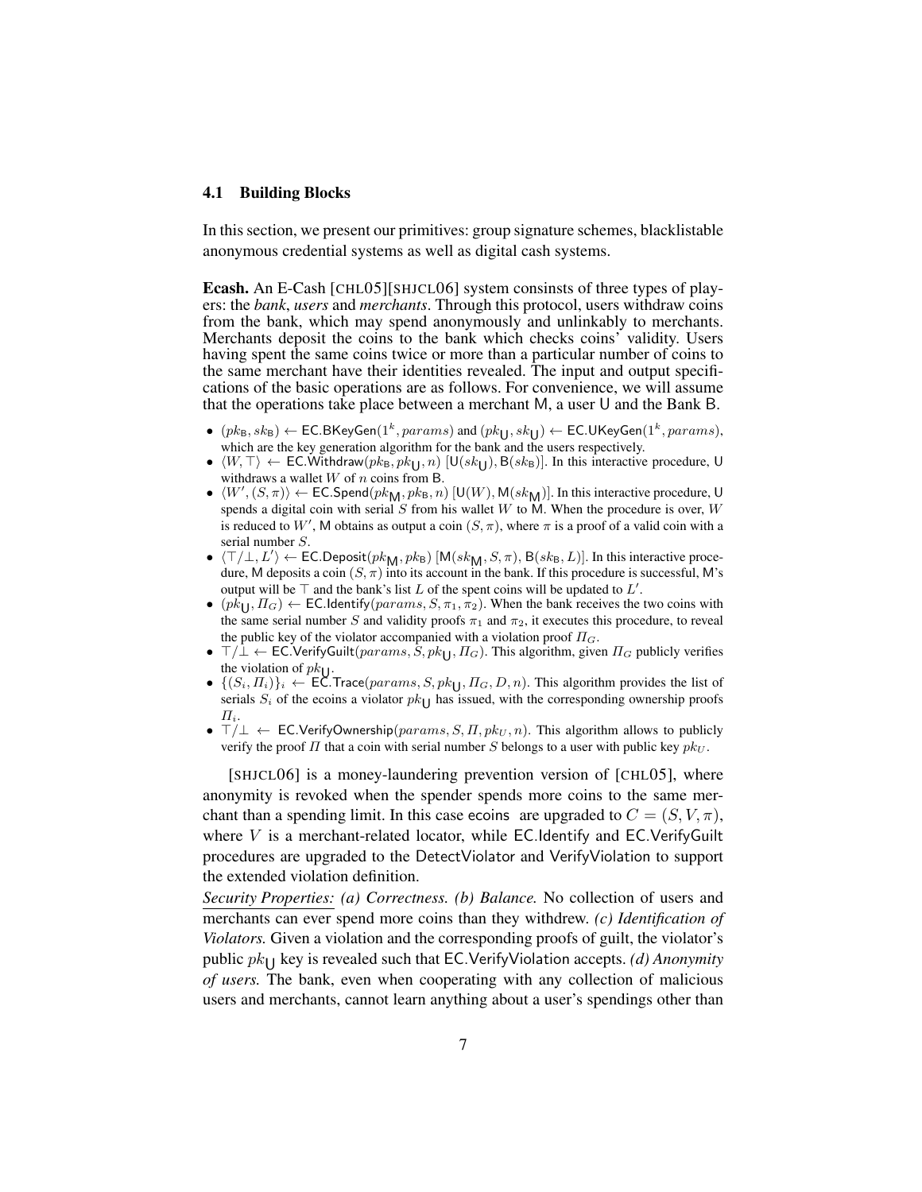### 4.1 Building Blocks

In this section, we present our primitives: group signature schemes, blacklistable anonymous credential systems as well as digital cash systems.

**Ecash.** An E-Cash [CHL05][SHJCL06] system consinsts of three types of players: the *bank*, *users* and *merchants*. Through this protocol, users withdraw coins from the bank, which may spend anonymously and unlinkably to merchants. Merchants deposit the coins to the bank which checks coins' validity. Users having spent the same coins twice or more than a particular number of coins to the same merchant have their identities revealed. The input and output specifications of the basic operations are as follows. For convenience, we will assume that the operations take place between a merchant M, a user U and the Bank B.

- $(pk_{\mathsf{B}}, sk_{\mathsf{B}}) \leftarrow \mathsf{EC.BKeyGen}(1^k, params)$ and $(pk_{\mathsf{U}}, sk_{\mathsf{U}}) \leftarrow \mathsf{EC.UKeyGen}(1^k, params)$, which are the key generation algorithm for the bank and the users respectively.
- $\langle W, \top \rangle \leftarrow \mathsf{EC.Withdraw}(pk_{\mathsf{B}}, pk_{\mathsf{U}}, n)$ $[\mathsf{U}(sk_{\mathsf{U}}), \mathsf{B}(sk_{\mathsf{B}})]$. In this interactive procedure, U withdraws a wallet $W$ of $n$ coins from B.
- $\langle W', (S, \pi) \rangle \leftarrow \mathsf{EC.Spend}(pk_{\mathsf{M}}, pk_{\mathsf{B}}, n)$ $[\mathsf{U}(W), \mathsf{M}(sk_{\mathsf{M}})]$. In this interactive procedure, U spends a digital coin with serial $S$ from his wallet $W$ to M. When the procedure is over, $W$ is reduced to $W'$, M obtains as output a coin $(S, \pi)$, where $\pi$ is a proof of a valid coin with a serial number $S$.
- $\langle \top/\bot, L' \rangle \leftarrow \mathsf{EC.Deposit}(pk_{\mathsf{M}}, pk_{\mathsf{B}})$ $[\mathsf{M}(sk_{\mathsf{M}}, S, \pi), \mathsf{B}(sk_{\mathsf{B}}, L)]$. In this interactive procedure, M deposits a coin $(S, \pi)$ into its account in the bank. If this procedure is successful, M's output will be $\top$ and the bank's list $L$ of the spent coins will be updated to $L'$.
- $(pk_{\mathsf{U}}, \Pi_G) \leftarrow \mathsf{EC.Identify}(params, S, \pi_1, \pi_2)$. When the bank receives the two coins with the same serial number $S$ and validity proofs $\pi_1$ and $\pi_2$, it executes this procedure, to reveal the public key of the violator accompanied with a violation proof $\Pi_G$.
- $\top/\bot \leftarrow \mathsf{EC.VerifyGuilt}(params, S, pk_{\mathsf{U}}, \Pi_G)$. This algorithm, given $\Pi_G$ publicly verifies the violation of $pk_{\mathsf{U}}$.
- $\{(S_i, \Pi_i)\}_i \leftarrow \mathsf{EC.Trace}(params, S, pk_{\mathsf{U}}, \Pi_G, D, n)$. This algorithm provides the list of serials $S_i$ of the ecoins a violator $pk_{\mathsf{U}}$ has issued, with the corresponding ownership proofs $\Pi_i$.
- $\top/\bot \leftarrow \mathsf{EC.VerifyOwnership}(params, S, \Pi, pk_U, n)$. This algorithm allows to publicly verify the proof $\Pi$ that a coin with serial number $S$ belongs to a user with public key $pk_U$.

[SHJCL06] is a money-laundering prevention version of [CHL05], where anonymity is revoked when the spender spends more coins to the same merchant than a spending limit. In this case ecoins are upgraded to $C = (S, V, \pi)$, where $V$ is a merchant-related locator, while EC.Identify and EC.VerifyGuilt procedures are upgraded to the DetectViolator and VerifyViolation to support the extended violation definition.

<u>Security Properties:</u> *(a) Correctness. (b) Balance.* No collection of users and merchants can ever spend more coins than they withdrew. *(c) Identification of Violators.* Given a violation and the corresponding proofs of guilt, the violator's public $pk_{\mathsf{U}}$ key is revealed such that EC.VerifyViolation accepts. *(d) Anonymity of users.* The bank, even when cooperating with any collection of malicious users and merchants, cannot learn anything about a user's spendings other than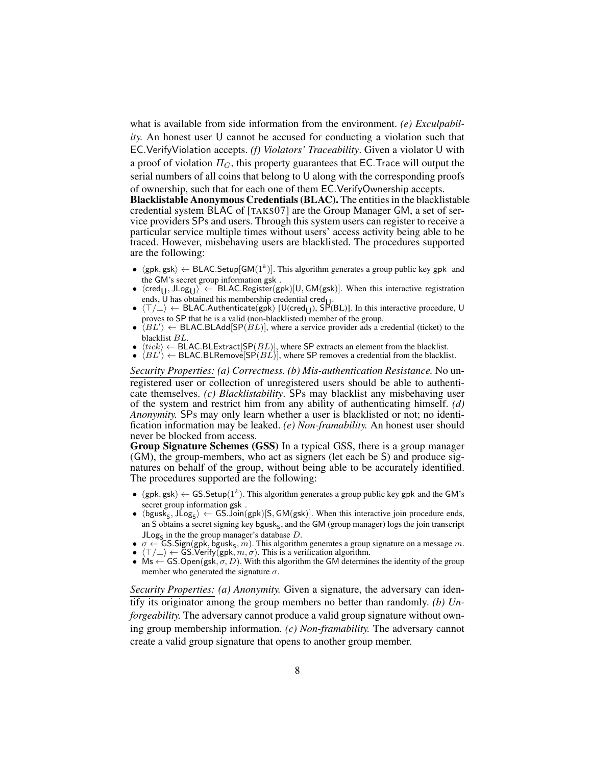what is available from side information from the environment. *(e) Exculpability.* An honest user U cannot be accused for conducting a violation such that EC.VerifyViolation accepts. *(f) Violators' Traceability*. Given a violator U with a proof of violation $\Pi_G$, this property guarantees that EC.Trace will output the serial numbers of all coins that belong to U along with the corresponding proofs of ownership, such that for each one of them EC.VerifyOwnership accepts.

**Blacklistable Anonymous Credentials (BLAC).** The entities in the blacklistable credential system BLAC of [TAKS07] are the Group Manager GM, a set of service providers SPs and users. Through this system users can register to receive a particular service multiple times without users' access activity being able to be traced. However, misbehaving users are blacklisted. The procedures supported are the following:

- $\langle \mathsf{gpk}, \mathsf{gsk} \rangle \leftarrow$ BLAC.Setup[GM($1^k$)]. This algorithm generates a group public key gpk and the GM's secret group information gsk .
- $\langle \mathsf{cred}_\mathsf{U}, \mathsf{JLog}_\mathsf{U} \rangle \leftarrow$ BLAC.Register(gpk)[U, GM(gsk)]. When this interactive registration ends, U has obtained his membership credential $\mathsf{cred}_\mathsf{U}$.
- $\langle \top / \bot \rangle \leftarrow$ BLAC.Authenticate(gpk) [U($\mathsf{cred}_\mathsf{U}$), SP(BL)]. In this interactive procedure, U proves to SP that he is a valid (non-blacklisted) member of the group.
- $\langle BL' \rangle \leftarrow$ BLAC.BLAdd[SP($BL$)], where a service provider ads a credential (ticket) to the blacklist $BL$.
- $\langle tick \rangle \leftarrow$ BLAC.BLExtract[SP($BL$)], where SP extracts an element from the blacklist.
- $\langle BL' \rangle \leftarrow$ BLAC.BLRemove[SP($BL$)], where SP removes a credential from the blacklist.

*Security Properties: (a) Correctness. (b) Mis-authentication Resistance.* No unregistered user or collection of unregistered users should be able to authenticate themselves. *(c) Blacklistability*. SPs may blacklist any misbehaving user of the system and restrict him from any ability of authenticating himself. *(d) Anonymity.* SPs may only learn whether a user is blacklisted or not; no identification information may be leaked. *(e) Non-framability.* An honest user should never be blocked from access.

**Group Signature Schemes (GSS)** In a typical GSS, there is a group manager (GM), the group-members, who act as signers (let each be S) and produce signatures on behalf of the group, without being able to be accurately identified. The procedures supported are the following:

- $(\mathsf{gpk}, \mathsf{gsk}) \leftarrow$ GS.Setup($1^k$). This algorithm generates a group public key gpk and the GM's secret group information gsk .
- $\langle \mathsf{bgusk}_\mathsf{S}, \mathsf{JLog}_\mathsf{S} \rangle \leftarrow$ GS.Join(gpk)[S, GM(gsk)]. When this interactive join procedure ends, an S obtains a secret signing key $\mathsf{bgusk}_\mathsf{S}$, and the GM (group manager) logs the join transcript $\mathsf{JLog}_\mathsf{S}$ in the the group manager's database $D$.
- $\sigma \leftarrow$ GS.Sign(gpk, $\mathsf{bgusk}_\mathsf{S}$, $m$). This algorithm generates a group signature on a message $m$.
- $\langle \top / \bot \rangle \leftarrow$ GS.Verify(gpk, $m, \sigma$). This is a verification algorithm.
- Ms $\leftarrow$ GS.Open(gsk, $\sigma, D$). With this algorithm the GM determines the identity of the group member who generated the signature $\sigma$.

*Security Properties: (a) Anonymity.* Given a signature, the adversary can identify its originator among the group members no better than randomly. *(b) Unforgeability.* The adversary cannot produce a valid group signature without owning group membership information. *(c) Non-framability.* The adversary cannot create a valid group signature that opens to another group member.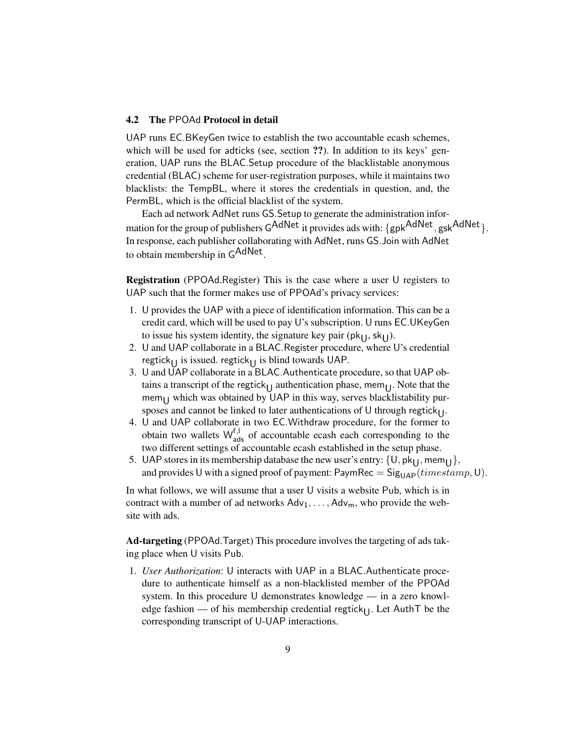### 4.2 The PPOAd Protocol in detail

UAP runs EC.BKeyGen twice to establish the two accountable ecash schemes, which will be used for adticks (see, section **??**). In addition to its keys' generation, UAP runs the BLAC.Setup procedure of the blacklistable anonymous credential (BLAC) scheme for user-registration purposes, while it maintains two blacklists: the TempBL, where it stores the credentials in question, and, the PermBL, which is the official blacklist of the system.

Each ad network AdNet runs GS.Setup to generate the administration information for the group of publishers $\mathsf{G}^{\mathsf{AdNet}}$ it provides ads with: $\{\mathsf{gpk}^{\mathsf{AdNet}}, \mathsf{gsk}^{\mathsf{AdNet}}\}$. In response, each publisher collaborating with AdNet, runs GS.Join with AdNet to obtain membership in $\mathsf{G}^{\mathsf{AdNet}}$.

**Registration** (PPOAd.Register) This is the case where a user U registers to UAP such that the former makes use of PPOAd's privacy services:

1. U provides the UAP with a piece of identification information. This can be a credit card, which will be used to pay U's subscription. U runs EC.UKeyGen to issue his system identity, the signature key pair $(\mathsf{pk}_{\mathsf{U}}, \mathsf{sk}_{\mathsf{U}})$.
2. U and UAP collaborate in a BLAC.Register procedure, where U's credential $\mathsf{regtick}_{\mathsf{U}}$ is issued. $\mathsf{regtick}_{\mathsf{U}}$ is blind towards UAP.
3. U and UAP collaborate in a BLAC.Authenticate procedure, so that UAP obtains a transcript of the $\mathsf{regtick}_{\mathsf{U}}$ authentication phase, $\mathsf{mem}_{\mathsf{U}}$. Note that the $\mathsf{mem}_{\mathsf{U}}$ which was obtained by UAP in this way, serves blacklistability pursposes and cannot be linked to later authentications of U through $\mathsf{regtick}_{\mathsf{U}}$.
4. U and UAP collaborate in two EC.Withdraw procedure, for the former to obtain two wallets $\mathsf{W}^{\mathsf{f,l}}_{\mathsf{ads}}$ of accountable ecash each corresponding to the two different settings of accountable ecash established in the setup phase.
5. UAP stores in its membership database the new user's entry: $\{\mathsf{U}, \mathsf{pk}_{\mathsf{U}}, \mathsf{mem}_{\mathsf{U}}\}$, and provides U with a signed proof of payment: $\mathsf{PaymRec} = \mathsf{Sig}_{\mathsf{UAP}}(timestamp, \mathsf{U})$.

In what follows, we will assume that a user U visits a website Pub, which is in contract with a number of ad networks $\mathsf{Adv}_1, \ldots, \mathsf{Adv}_\mathsf{m}$, who provide the website with ads.

**Ad-targeting** (PPOAd.Target) This procedure involves the targeting of ads taking place when U visits Pub.

1. *User Authorization*: U interacts with UAP in a BLAC.Authenticate procedure to authenticate himself as a non-blacklisted member of the PPOAd system. In this procedure U demonstrates knowledge — in a zero knowledge fashion — of his membership credential $\mathsf{regtick}_{\mathsf{U}}$. Let AuthT be the corresponding transcript of U-UAP interactions.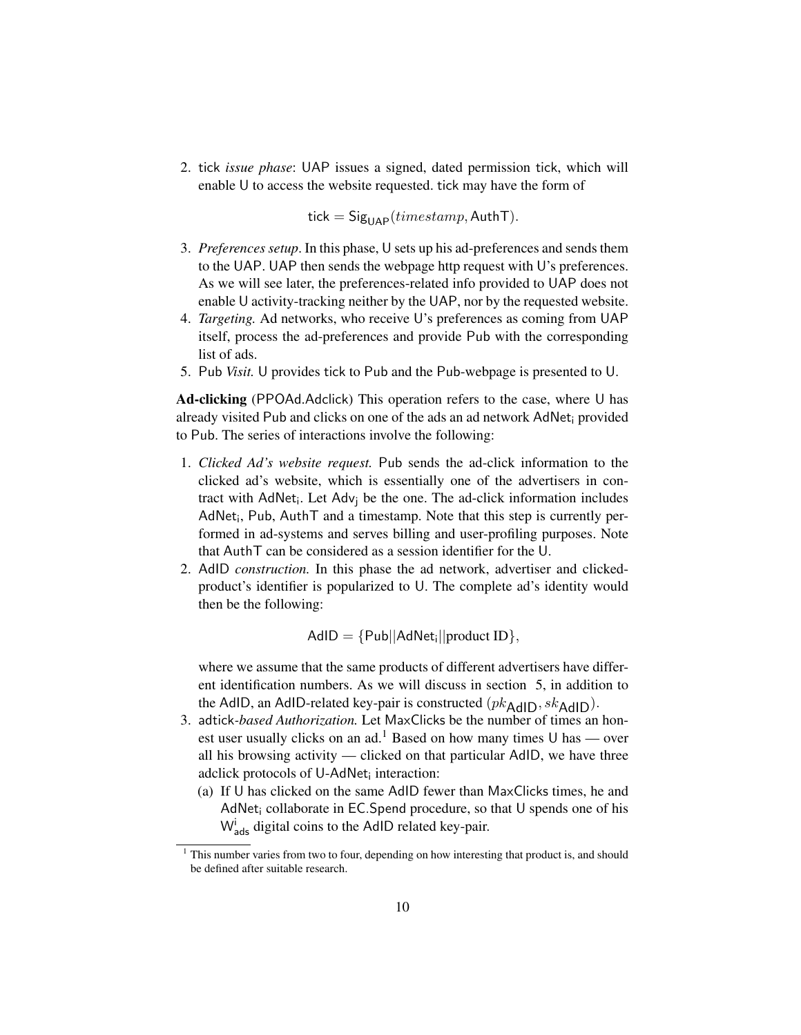2. tick *issue phase*: UAP issues a signed, dated permission tick, which will enable U to access the website requested. tick may have the form of

$$\mathsf{tick} = \mathsf{Sig}_{\mathsf{UAP}}(timestamp, \mathsf{AuthT}).$$

3. *Preferences setup*. In this phase, U sets up his ad-preferences and sends them to the UAP. UAP then sends the webpage http request with U's preferences. As we will see later, the preferences-related info provided to UAP does not enable U activity-tracking neither by the UAP, nor by the requested website.
4. *Targeting.* Ad networks, who receive U's preferences as coming from UAP itself, process the ad-preferences and provide Pub with the corresponding list of ads.
5. Pub *Visit.* U provides tick to Pub and the Pub-webpage is presented to U.

**Ad-clicking** (PPOAd.Adclick) This operation refers to the case, where U has already visited Pub and clicks on one of the ads an ad network $\mathsf{AdNet_i}$ provided to Pub. The series of interactions involve the following:

1. *Clicked Ad's website request.* Pub sends the ad-click information to the clicked ad's website, which is essentially one of the advertisers in contract with $\mathsf{AdNet_i}$. Let $\mathsf{Adv_j}$ be the one. The ad-click information includes $\mathsf{AdNet_i}$, Pub, AuthT and a timestamp. Note that this step is currently performed in ad-systems and serves billing and user-profiling purposes. Note that AuthT can be considered as a session identifier for the U.
2. AdID *construction.* In this phase the ad network, advertiser and clicked-product's identifier is popularized to U. The complete ad's identity would then be the following:

$$\mathsf{AdID} = \{\mathsf{Pub}||\mathsf{AdNet_i}||\text{product ID}\},$$

   where we assume that the same products of different advertisers have different identification numbers. As we will discuss in section 5, in addition to the AdID, an AdID-related key-pair is constructed $(pk_{\mathsf{AdID}}, sk_{\mathsf{AdID}})$.
3. adtick-*based Authorization.* Let MaxClicks be the number of times an honest user usually clicks on an ad.[1] Based on how many times U has — over all his browsing activity — clicked on that particular AdID, we have three adclick protocols of U-$\mathsf{AdNet_i}$ interaction:
   (a) If U has clicked on the same AdID fewer than MaxClicks times, he and $\mathsf{AdNet_i}$ collaborate in EC.Spend procedure, so that U spends one of his $\mathsf{W^i_{ads}}$ digital coins to the AdID related key-pair.

[1] This number varies from two to four, depending on how interesting that product is, and should be defined after suitable research.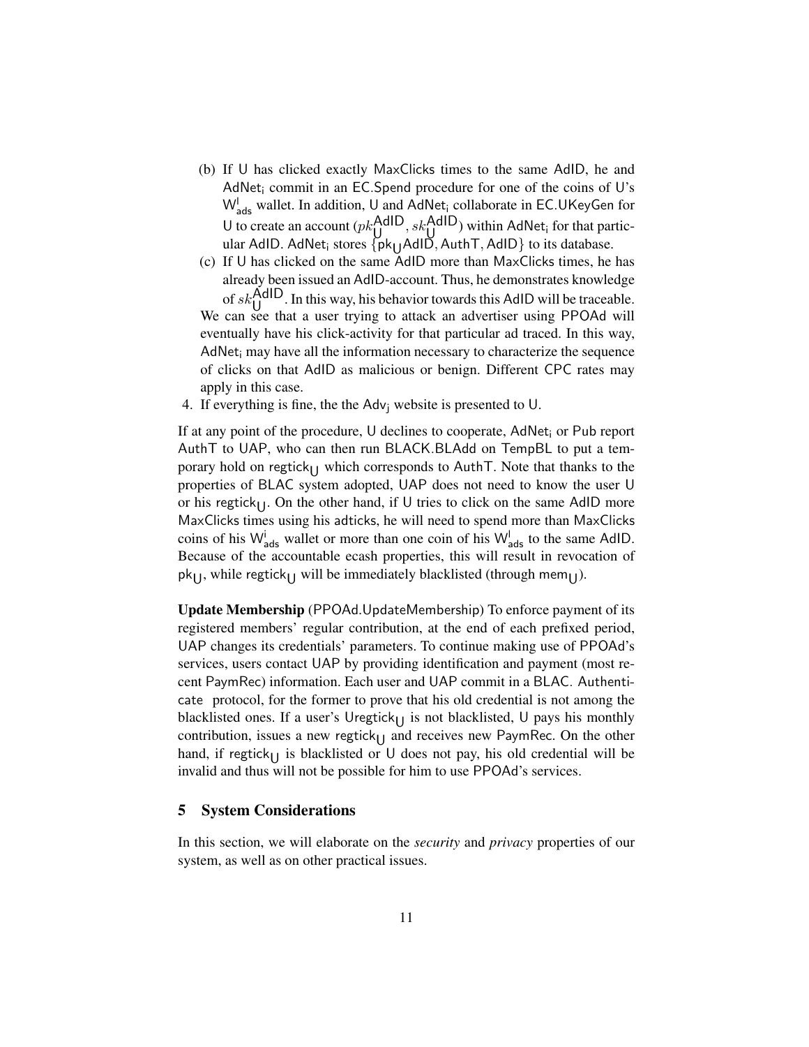(b) If U has clicked exactly MaxClicks times to the same AdID, he and $\mathsf{AdNet_i}$ commit in an EC.Spend procedure for one of the coins of U's $\mathsf{W^I_{ads}}$ wallet. In addition, U and $\mathsf{AdNet_i}$ collaborate in EC.UKeyGen for U to create an account $(pk_{\mathsf{U}}^{\mathsf{AdID}}, sk_{\mathsf{U}}^{\mathsf{AdID}})$ within $\mathsf{AdNet_i}$ for that particular AdID. $\mathsf{AdNet_i}$ stores $\{\mathsf{pk_U AdID}, \mathsf{AuthT}, \mathsf{AdID}\}$ to its database.

(c) If U has clicked on the same AdID more than MaxClicks times, he has already been issued an AdID-account. Thus, he demonstrates knowledge of $sk_{\mathsf{U}}^{\mathsf{AdID}}$. In this way, his behavior towards this AdID will be traceable.

We can see that a user trying to attack an advertiser using PPOAd will eventually have his click-activity for that particular ad traced. In this way, $\mathsf{AdNet_i}$ may have all the information necessary to characterize the sequence of clicks on that AdID as malicious or benign. Different CPC rates may apply in this case.

4. If everything is fine, the the $\mathsf{Adv_j}$ website is presented to U.

If at any point of the procedure, U declines to cooperate, $\mathsf{AdNet_i}$ or Pub report AuthT to UAP, who can then run BLACK.BLAdd on TempBL to put a temporary hold on $\mathsf{regtick_U}$ which corresponds to AuthT. Note that thanks to the properties of BLAC system adopted, UAP does not need to know the user U or his $\mathsf{regtick_U}$. On the other hand, if U tries to click on the same AdID more MaxClicks times using his adticks, he will need to spend more than MaxClicks coins of his $\mathsf{W^i_{ads}}$ wallet or more than one coin of his $\mathsf{W^I_{ads}}$ to the same AdID. Because of the accountable ecash properties, this will result in revocation of $\mathsf{pk_U}$, while $\mathsf{regtick_U}$ will be immediately blacklisted (through $\mathsf{mem_U}$).

**Update Membership** (PPOAd.UpdateMembership) To enforce payment of its registered members' regular contribution, at the end of each prefixed period, UAP changes its credentials' parameters. To continue making use of PPOAd's services, users contact UAP by providing identification and payment (most recent PaymRec) information. Each user and UAP commit in a BLAC. Authenticate protocol, for the former to prove that his old credential is not among the blacklisted ones. If a user's $\mathsf{Uregtick_U}$ is not blacklisted, U pays his monthly contribution, issues a new $\mathsf{regtick_U}$ and receives new PaymRec. On the other hand, if $\mathsf{regtick_U}$ is blacklisted or U does not pay, his old credential will be invalid and thus will not be possible for him to use PPOAd's services.

## 5 System Considerations

In this section, we will elaborate on the *security* and *privacy* properties of our system, as well as on other practical issues.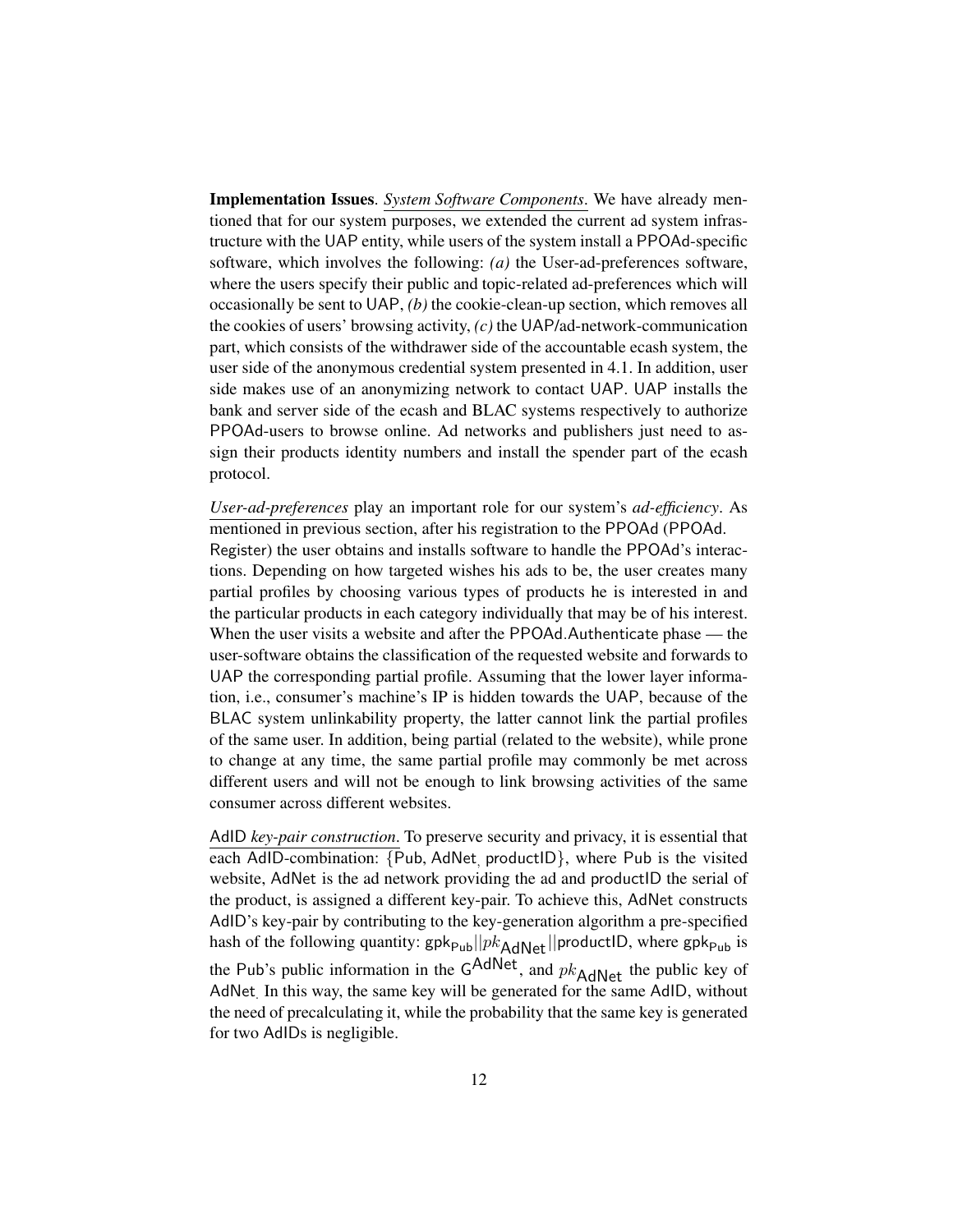**Implementation Issues**. *System Software Components*. We have already mentioned that for our system purposes, we extended the current ad system infrastructure with the UAP entity, while users of the system install a PPOAd-specific software, which involves the following: *(a)* the User-ad-preferences software, where the users specify their public and topic-related ad-preferences which will occasionally be sent to UAP, *(b)* the cookie-clean-up section, which removes all the cookies of users' browsing activity, *(c)* the UAP/ad-network-communication part, which consists of the withdrawer side of the accountable ecash system, the user side of the anonymous credential system presented in 4.1. In addition, user side makes use of an anonymizing network to contact UAP. UAP installs the bank and server side of the ecash and BLAC systems respectively to authorize PPOAd-users to browse online. Ad networks and publishers just need to assign their products identity numbers and install the spender part of the ecash protocol.

*User-ad-preferences* play an important role for our system's *ad-efficiency*. As mentioned in previous section, after his registration to the PPOAd (PPOAd.Register) the user obtains and installs software to handle the PPOAd's interactions. Depending on how targeted wishes his ads to be, the user creates many partial profiles by choosing various types of products he is interested in and the particular products in each category individually that may be of his interest. When the user visits a website and after the PPOAd.Authenticate phase — the user-software obtains the classification of the requested website and forwards to UAP the corresponding partial profile. Assuming that the lower layer information, i.e., consumer's machine's IP is hidden towards the UAP, because of the BLAC system unlinkability property, the latter cannot link the partial profiles of the same user. In addition, being partial (related to the website), while prone to change at any time, the same partial profile may commonly be met across different users and will not be enough to link browsing activities of the same consumer across different websites.

AdID *key-pair construction*. To preserve security and privacy, it is essential that each AdID-combination: $\{\mathsf{Pub}, \mathsf{AdNet}, \mathsf{productID}\}$, where Pub is the visited website, AdNet is the ad network providing the ad and productID the serial of the product, is assigned a different key-pair. To achieve this, AdNet constructs AdID's key-pair by contributing to the key-generation algorithm a pre-specified hash of the following quantity: $\mathsf{gpk}_{\mathsf{Pub}}||pk_{\mathsf{AdNet}}||\mathsf{productID}$, where $\mathsf{gpk}_{\mathsf{Pub}}$ is the Pub's public information in the $\mathsf{G}^{\mathsf{AdNet}}$, and $pk_{\mathsf{AdNet}}$ the public key of AdNet. In this way, the same key will be generated for the same AdID, without the need of precalculating it, while the probability that the same key is generated for two AdIDs is negligible.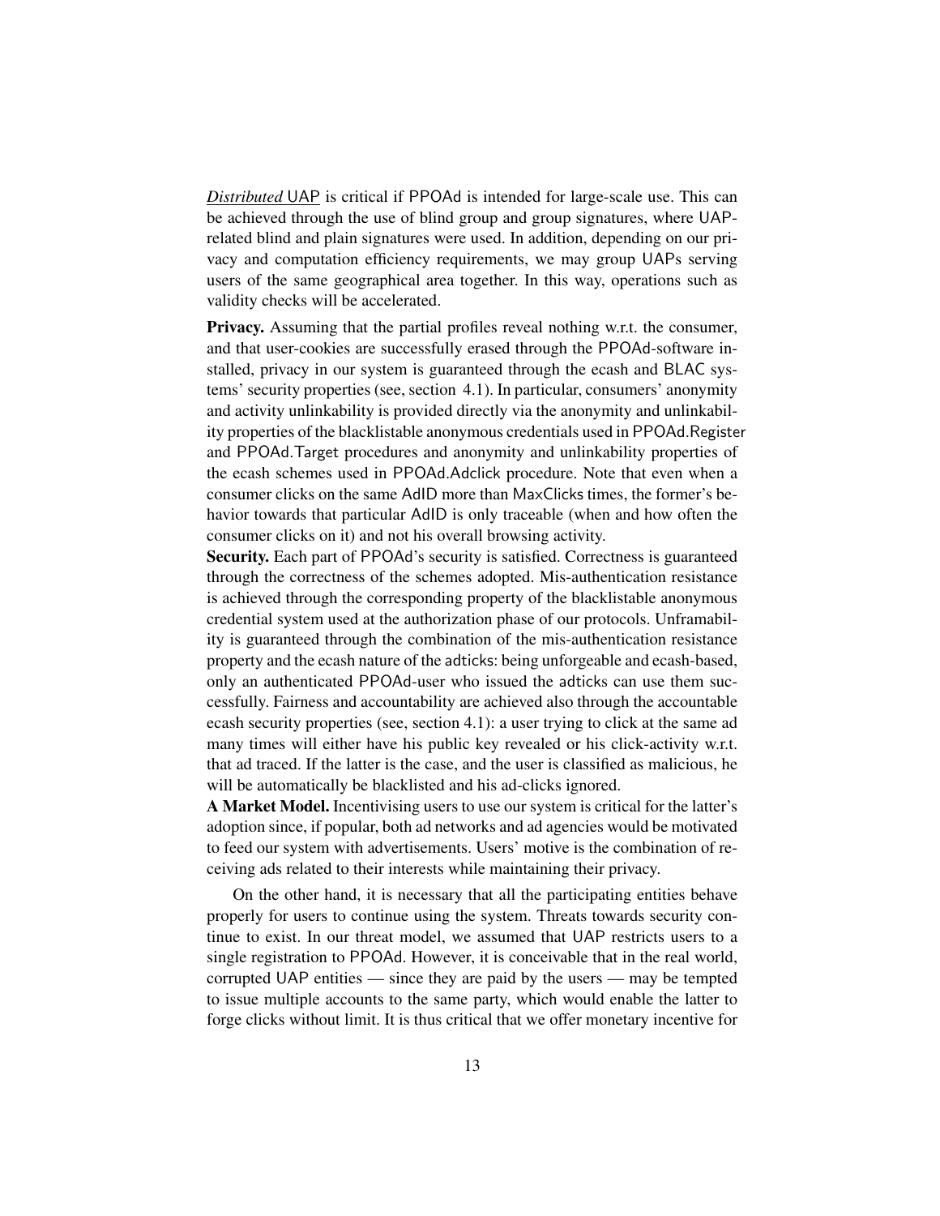***Distributed*** UAP is critical if PPOAd is intended for large-scale use. This can be achieved through the use of blind group and group signatures, where UAP-related blind and plain signatures were used. In addition, depending on our privacy and computation efficiency requirements, we may group UAPs serving users of the same geographical area together. In this way, operations such as validity checks will be accelerated.

**Privacy.** Assuming that the partial profiles reveal nothing w.r.t. the consumer, and that user-cookies are successfully erased through the PPOAd-software installed, privacy in our system is guaranteed through the ecash and BLAC systems' security properties (see, section 4.1). In particular, consumers' anonymity and activity unlinkability is provided directly via the anonymity and unlinkability properties of the blacklistable anonymous credentials used in PPOAd.Register and PPOAd.Target procedures and anonymity and unlinkability properties of the ecash schemes used in PPOAd.Adclick procedure. Note that even when a consumer clicks on the same AdID more than MaxClicks times, the former's behavior towards that particular AdID is only traceable (when and how often the consumer clicks on it) and not his overall browsing activity.

**Security.** Each part of PPOAd's security is satisfied. Correctness is guaranteed through the correctness of the schemes adopted. Mis-authentication resistance is achieved through the corresponding property of the blacklistable anonymous credential system used at the authorization phase of our protocols. Unframability is guaranteed through the combination of the mis-authentication resistance property and the ecash nature of the adticks: being unforgeable and ecash-based, only an authenticated PPOAd-user who issued the adticks can use them successfully. Fairness and accountability are achieved also through the accountable ecash security properties (see, section 4.1): a user trying to click at the same ad many times will either have his public key revealed or his click-activity w.r.t. that ad traced. If the latter is the case, and the user is classified as malicious, he will be automatically be blacklisted and his ad-clicks ignored.

**A Market Model.** Incentivising users to use our system is critical for the latter's adoption since, if popular, both ad networks and ad agencies would be motivated to feed our system with advertisements. Users' motive is the combination of receiving ads related to their interests while maintaining their privacy.

On the other hand, it is necessary that all the participating entities behave properly for users to continue using the system. Threats towards security continue to exist. In our threat model, we assumed that UAP restricts users to a single registration to PPOAd. However, it is conceivable that in the real world, corrupted UAP entities — since they are paid by the users — may be tempted to issue multiple accounts to the same party, which would enable the latter to forge clicks without limit. It is thus critical that we offer monetary incentive for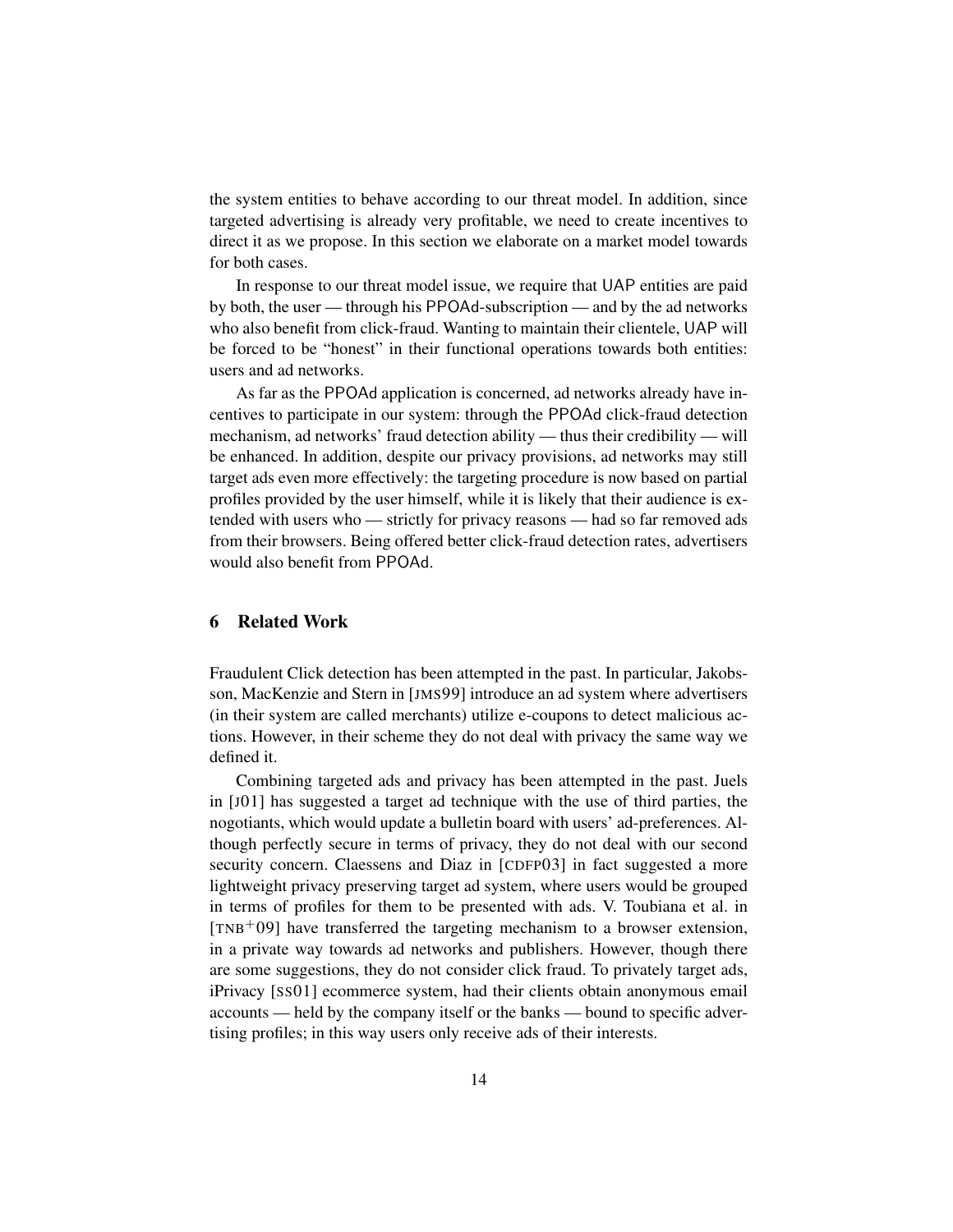the system entities to behave according to our threat model. In addition, since targeted advertising is already very profitable, we need to create incentives to direct it as we propose. In this section we elaborate on a market model towards for both cases.

In response to our threat model issue, we require that UAP entities are paid by both, the user — through his PPOAd-subscription — and by the ad networks who also benefit from click-fraud. Wanting to maintain their clientele, UAP will be forced to be "honest" in their functional operations towards both entities: users and ad networks.

As far as the PPOAd application is concerned, ad networks already have incentives to participate in our system: through the PPOAd click-fraud detection mechanism, ad networks' fraud detection ability — thus their credibility — will be enhanced. In addition, despite our privacy provisions, ad networks may still target ads even more effectively: the targeting procedure is now based on partial profiles provided by the user himself, while it is likely that their audience is extended with users who — strictly for privacy reasons — had so far removed ads from their browsers. Being offered better click-fraud detection rates, advertisers would also benefit from PPOAd.

## 6 Related Work

Fraudulent Click detection has been attempted in the past. In particular, Jakobsson, MacKenzie and Stern in [JMS99] introduce an ad system where advertisers (in their system are called merchants) utilize e-coupons to detect malicious actions. However, in their scheme they do not deal with privacy the same way we defined it.

Combining targeted ads and privacy has been attempted in the past. Juels in [J01] has suggested a target ad technique with the use of third parties, the nogotiants, which would update a bulletin board with users' ad-preferences. Although perfectly secure in terms of privacy, they do not deal with our second security concern. Claessens and Diaz in [CDFP03] in fact suggested a more lightweight privacy preserving target ad system, where users would be grouped in terms of profiles for them to be presented with ads. V. Toubiana et al. in [TNB+09] have transferred the targeting mechanism to a browser extension, in a private way towards ad networks and publishers. However, though there are some suggestions, they do not consider click fraud. To privately target ads, iPrivacy [SS01] ecommerce system, had their clients obtain anonymous email accounts — held by the company itself or the banks — bound to specific advertising profiles; in this way users only receive ads of their interests.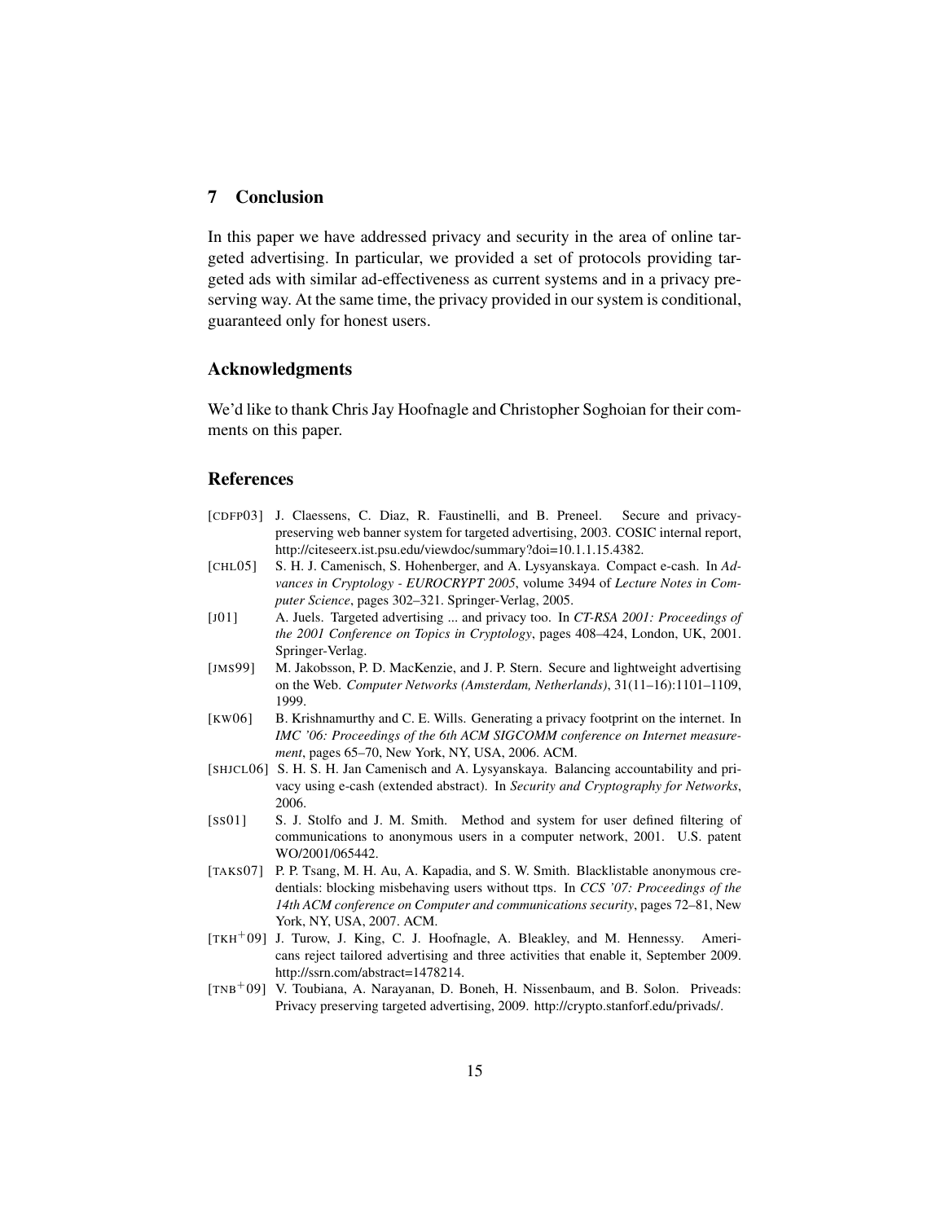## 7 Conclusion

In this paper we have addressed privacy and security in the area of online targeted advertising. In particular, we provided a set of protocols providing targeted ads with similar ad-effectiveness as current systems and in a privacy preserving way. At the same time, the privacy provided in our system is conditional, guaranteed only for honest users.

### Acknowledgments

We'd like to thank Chris Jay Hoofnagle and Christopher Soghoian for their comments on this paper.

### References

[CDFP03] J. Claessens, C. Diaz, R. Faustinelli, and B. Preneel. Secure and privacy-preserving web banner system for targeted advertising, 2003. COSIC internal report, http://citeseerx.ist.psu.edu/viewdoc/summary?doi=10.1.1.15.4382.

[CHL05] S. H. J. Camenisch, S. Hohenberger, and A. Lysyanskaya. Compact e-cash. In *Advances in Cryptology - EUROCRYPT 2005*, volume 3494 of *Lecture Notes in Computer Science*, pages 302–321. Springer-Verlag, 2005.

[J01] A. Juels. Targeted advertising ... and privacy too. In *CT-RSA 2001: Proceedings of the 2001 Conference on Topics in Cryptology*, pages 408–424, London, UK, 2001. Springer-Verlag.

[JMS99] M. Jakobsson, P. D. MacKenzie, and J. P. Stern. Secure and lightweight advertising on the Web. *Computer Networks (Amsterdam, Netherlands)*, 31(11–16):1101–1109, 1999.

[KW06] B. Krishnamurthy and C. E. Wills. Generating a privacy footprint on the internet. In *IMC '06: Proceedings of the 6th ACM SIGCOMM conference on Internet measurement*, pages 65–70, New York, NY, USA, 2006. ACM.

[SHJCL06] S. H. S. H. Jan Camenisch and A. Lysyanskaya. Balancing accountability and privacy using e-cash (extended abstract). In *Security and Cryptography for Networks*, 2006.

[SS01] S. J. Stolfo and J. M. Smith. Method and system for user defined filtering of communications to anonymous users in a computer network, 2001. U.S. patent WO/2001/065442.

[TAKS07] P. P. Tsang, M. H. Au, A. Kapadia, and S. W. Smith. Blacklistable anonymous credentials: blocking misbehaving users without ttps. In *CCS '07: Proceedings of the 14th ACM conference on Computer and communications security*, pages 72–81, New York, NY, USA, 2007. ACM.

[TKH+09] J. Turow, J. King, C. J. Hoofnagle, A. Bleakley, and M. Hennessy. Americans reject tailored advertising and three activities that enable it, September 2009. http://ssrn.com/abstract=1478214.

[TNB+09] V. Toubiana, A. Narayanan, D. Boneh, H. Nissenbaum, and B. Solon. Priveads: Privacy preserving targeted advertising, 2009. http://crypto.stanforf.edu/privads/.